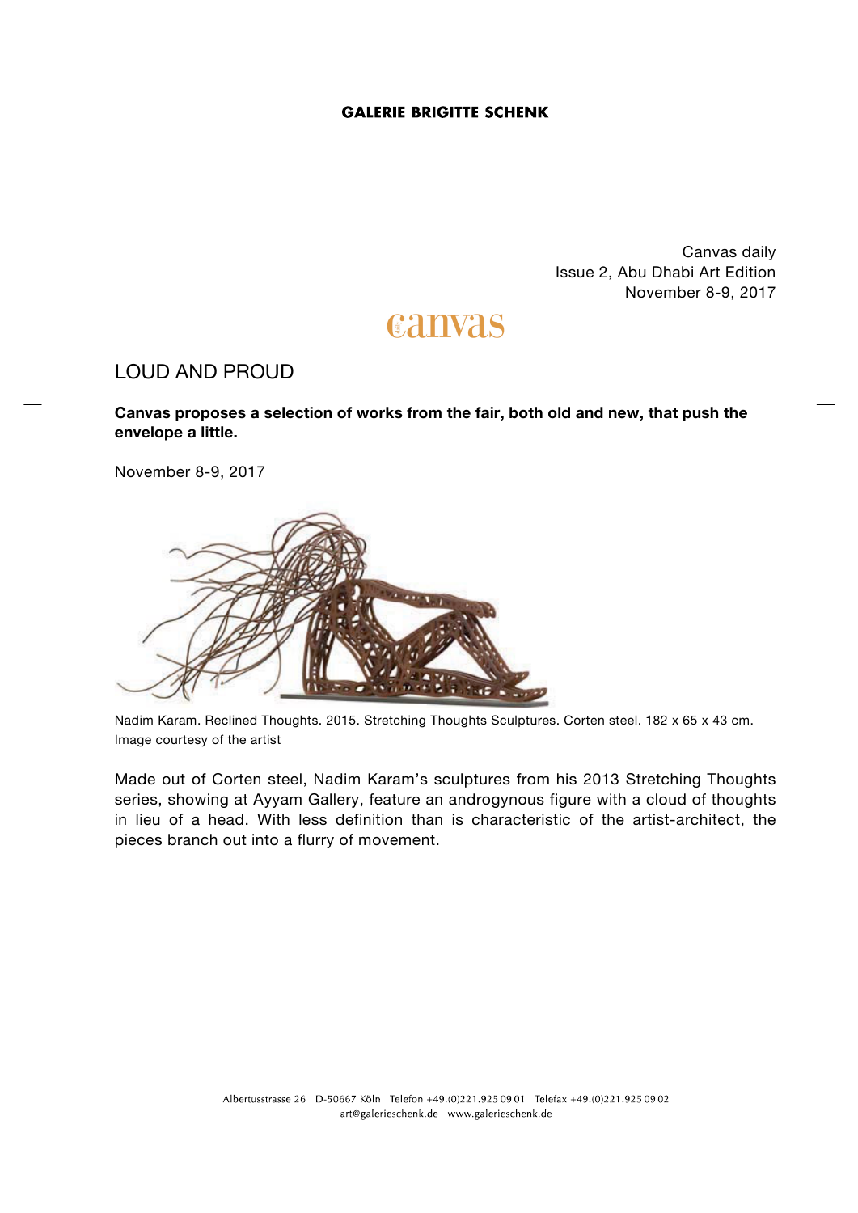**GALERIE BRIGITTE SCHENK**

Canvas daily
Issue 2, Abu Dhabi Art Edition
November 8-9, 2017

canvas

# LOUD AND PROUD

**Canvas proposes a selection of works from the fair, both old and new, that push the envelope a little.**

November 8-9, 2017

Nadim Karam. Reclined Thoughts. 2015. Stretching Thoughts Sculptures. Corten steel. 182 x 65 x 43 cm. Image courtesy of the artist

Made out of Corten steel, Nadim Karam's sculptures from his 2013 Stretching Thoughts series, showing at Ayyam Gallery, feature an androgynous figure with a cloud of thoughts in lieu of a head. With less definition than is characteristic of the artist-architect, the pieces branch out into a flurry of movement.

Albertusstrasse 26 D-50667 Köln Telefon +49.(0)221.925 09 01 Telefax +49.(0)221.925 09 02
art@galerieschenk.de www.galerieschenk.de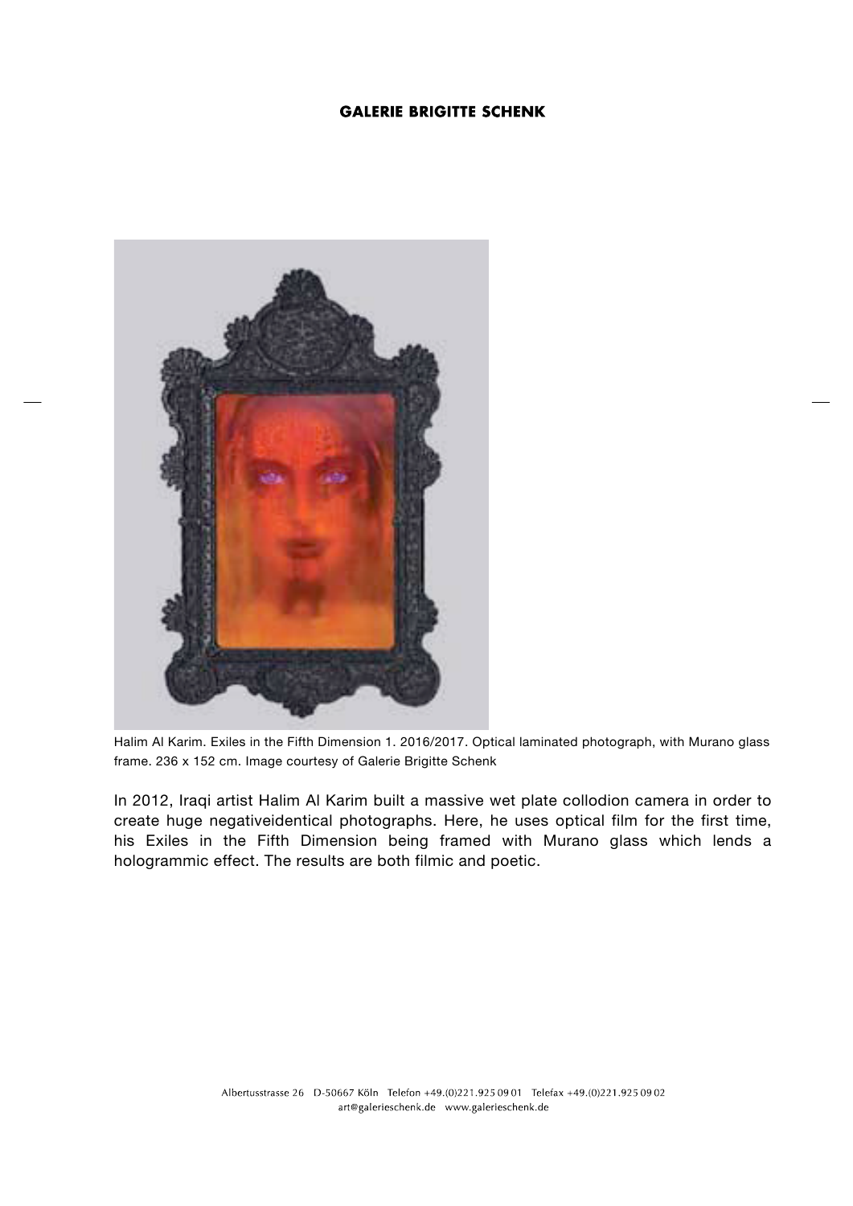Halim Al Karim. Exiles in the Fifth Dimension 1. 2016/2017. Optical laminated photograph, with Murano glass frame. 236 x 152 cm. Image courtesy of Galerie Brigitte Schenk

In 2012, Iraqi artist Halim Al Karim built a massive wet plate collodion camera in order to create huge negativeidentical photographs. Here, he uses optical film for the first time, his Exiles in the Fifth Dimension being framed with Murano glass which lends a hologrammic effect. The results are both filmic and poetic.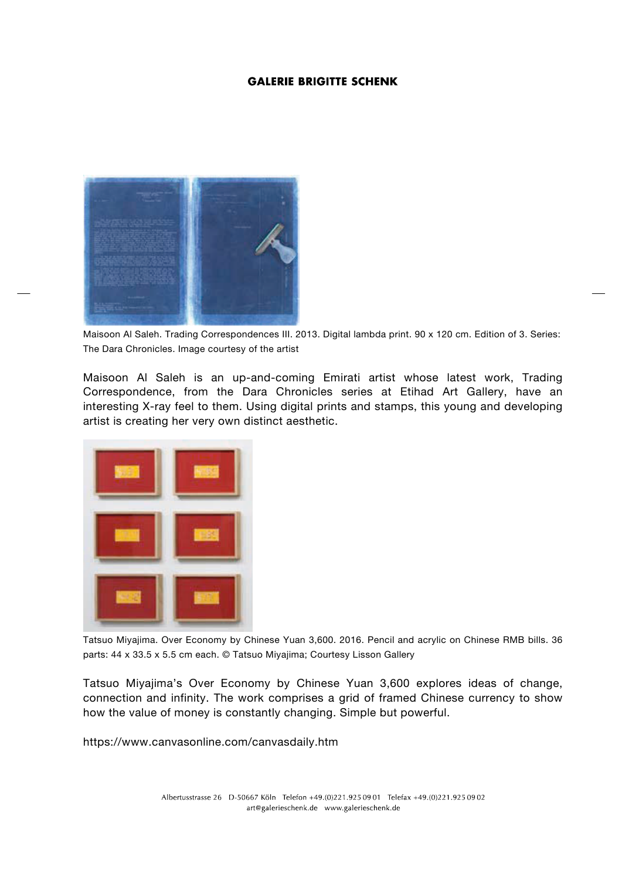Maisoon Al Saleh. Trading Correspondences III. 2013. Digital lambda print. 90 x 120 cm. Edition of 3. Series: The Dara Chronicles. Image courtesy of the artist

Maisoon Al Saleh is an up-and-coming Emirati artist whose latest work, Trading Correspondence, from the Dara Chronicles series at Etihad Art Gallery, have an interesting X-ray feel to them. Using digital prints and stamps, this young and developing artist is creating her very own distinct aesthetic.

Tatsuo Miyajima. Over Economy by Chinese Yuan 3,600. 2016. Pencil and acrylic on Chinese RMB bills. 36 parts: 44 x 33.5 x 5.5 cm each. © Tatsuo Miyajima; Courtesy Lisson Gallery

Tatsuo Miyajima's Over Economy by Chinese Yuan 3,600 explores ideas of change, connection and infinity. The work comprises a grid of framed Chinese currency to show how the value of money is constantly changing. Simple but powerful.

https://www.canvasonline.com/canvasdaily.htm